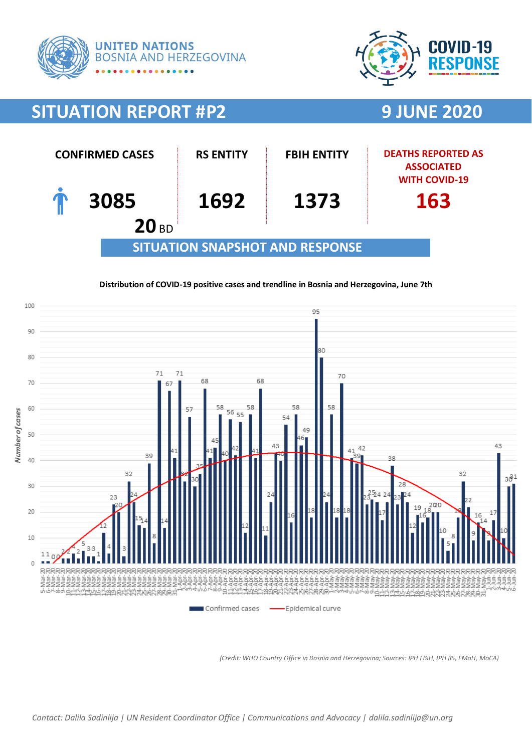UNITED NATIONS
BOSNIA AND HERZEGOVINA

COVID-19 RESPONSE

# SITUATION REPORT #P2

# 9 JUNE 2020

**CONFIRMED CASES**

**3085**

**20** BD

**RS ENTITY**

**1692**

**FBIH ENTITY**

**1373**

**DEATHS REPORTED AS ASSOCIATED WITH COVID-19**

**163**

## SITUATION SNAPSHOT AND RESPONSE

**Distribution of COVID-19 positive cases and trendline in Bosnia and Herzegovina, June 7th**

Number of cases

Confirmed cases

Epidemical curve

*(Credit: WHO Country Office in Bosnia and Herzegovina; Sources: IPH FBiH, IPH RS, FMoH, MoCA)*

*Contact: Dalila Sadinlija | UN Resident Coordinator Office | Communications and Advocacy | dalila.sadinlija@un.org*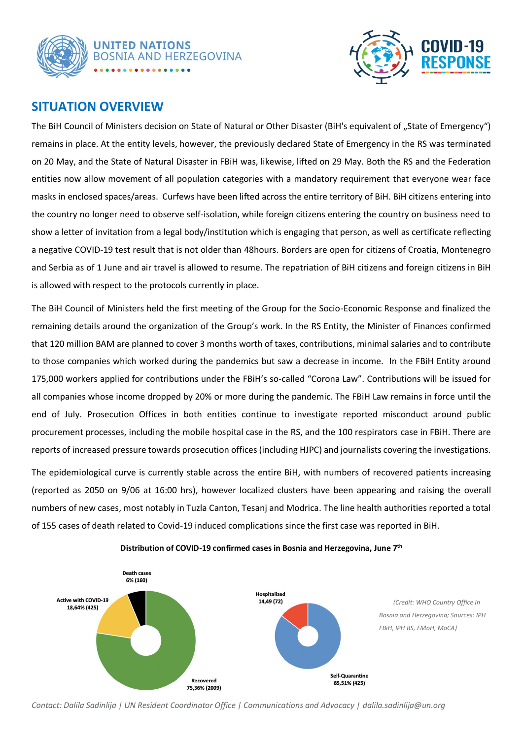## SITUATION OVERVIEW

The BiH Council of Ministers decision on State of Natural or Other Disaster (BiH's equivalent of „State of Emergency“) remains in place. At the entity levels, however, the previously declared State of Emergency in the RS was terminated on 20 May, and the State of Natural Disaster in FBiH was, likewise, lifted on 29 May. Both the RS and the Federation entities now allow movement of all population categories with a mandatory requirement that everyone wear face masks in enclosed spaces/areas. Curfews have been lifted across the entire territory of BiH. BiH citizens entering into the country no longer need to observe self-isolation, while foreign citizens entering the country on business need to show a letter of invitation from a legal body/institution which is engaging that person, as well as certificate reflecting a negative COVID-19 test result that is not older than 48hours. Borders are open for citizens of Croatia, Montenegro and Serbia as of 1 June and air travel is allowed to resume. The repatriation of BiH citizens and foreign citizens in BiH is allowed with respect to the protocols currently in place.

The BiH Council of Ministers held the first meeting of the Group for the Socio-Economic Response and finalized the remaining details around the organization of the Group's work. In the RS Entity, the Minister of Finances confirmed that 120 million BAM are planned to cover 3 months worth of taxes, contributions, minimal salaries and to contribute to those companies which worked during the pandemics but saw a decrease in income. In the FBiH Entity around 175,000 workers applied for contributions under the FBiH's so-called "Corona Law". Contributions will be issued for all companies whose income dropped by 20% or more during the pandemic. The FBiH Law remains in force until the end of July. Prosecution Offices in both entities continue to investigate reported misconduct around public procurement processes, including the mobile hospital case in the RS, and the 100 respirators case in FBiH. There are reports of increased pressure towards prosecution offices (including HJPC) and journalists covering the investigations.

The epidemiological curve is currently stable across the entire BiH, with numbers of recovered patients increasing (reported as 2050 on 9/06 at 16:00 hrs), however localized clusters have been appearing and raising the overall numbers of new cases, most notably in Tuzla Canton, Tesanj and Modrica. The line health authorities reported a total of 155 cases of death related to Covid-19 induced complications since the first case was reported in BiH.

**Distribution of COVID-19 confirmed cases in Bosnia and Herzegovina, June 7th**

Death cases
6% (160)

Active with COVID-19
18,64% (425)

Recovered
75,36% (2009)

Hospitalized
14,49 (72)

Self-Quarantine
85,51% (425)

*(Credit: WHO Country Office in Bosnia and Herzegovina; Sources: IPH FBiH, IPH RS, FMoH, MoCA)*

*Contact: Dalila Sadinlija | UN Resident Coordinator Office | Communications and Advocacy | dalila.sadinlija@un.org*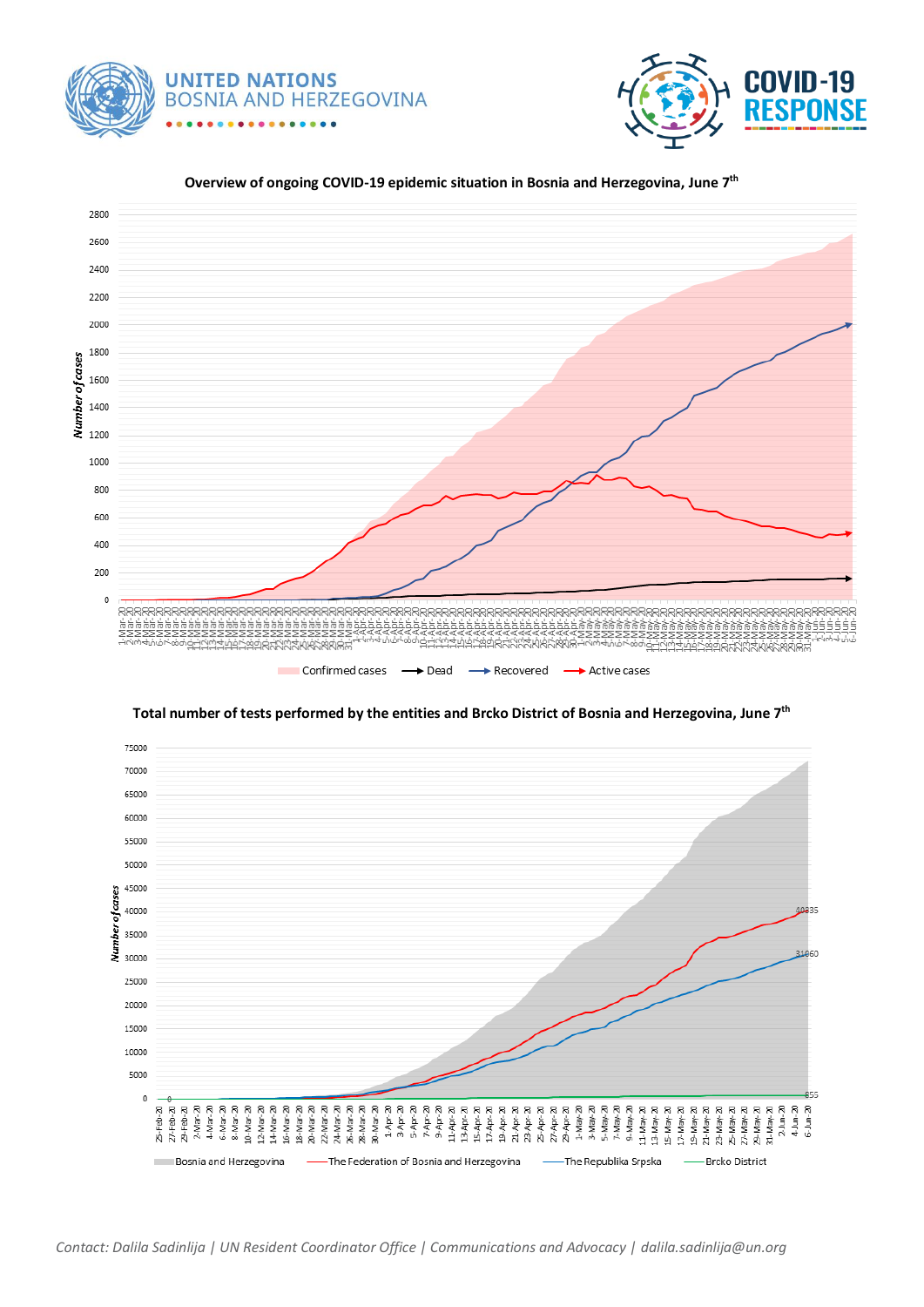UNITED NATIONS
BOSNIA AND HERZEGOVINA

COVID-19 RESPONSE

**Overview of ongoing COVID-19 epidemic situation in Bosnia and Herzegovina, June 7th**

Number of cases

2800
2600
2400
2200
2000
1800
1600
1400
1200
1000
800
600
400
200
0

1-Mar-20 … 6-Jun-20

Confirmed cases
Dead
Recovered
Active cases

**Total number of tests performed by the entities and Brcko District of Bosnia and Herzegovina, June 7th**

Number of cases

75000
70000
65000
60000
55000
50000
45000
40000
35000
30000
25000
20000
15000
10000
5000
0

40335
31060
855
0

25-Feb-20 … 6-Jun-20

Bosnia and Herzegovina
The Federation of Bosnia and Herzegovina
The Republika Srpska
Brcko District

*Contact: Dalila Sadinlija | UN Resident Coordinator Office | Communications and Advocacy | dalila.sadinlija@un.org*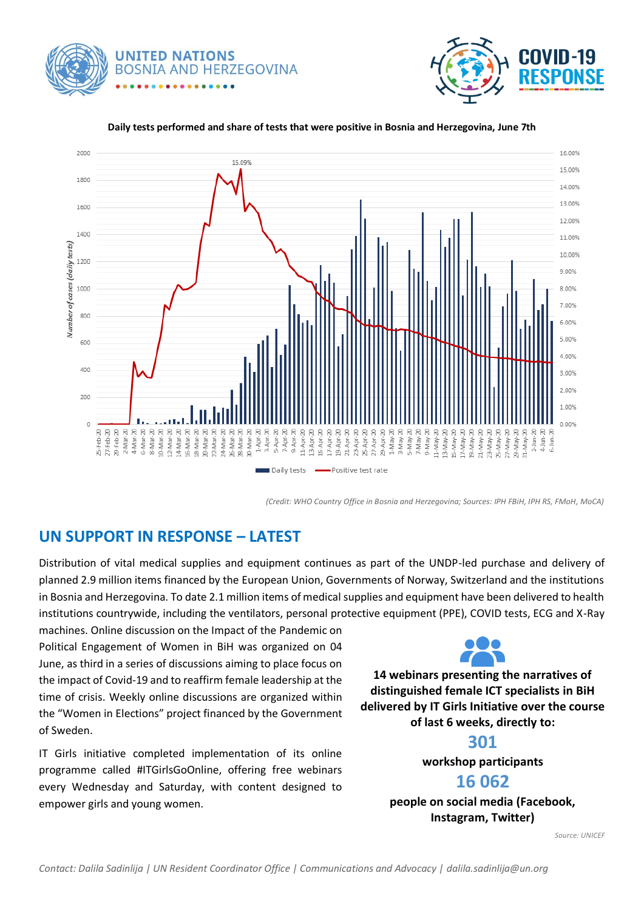**Daily tests performed and share of tests that were positive in Bosnia and Herzegovina, June 7th**

15.09%

Number of cases (daily tests)

Daily tests

Positive test rate

*(Credit: WHO Country Office in Bosnia and Herzegovina; Sources: IPH FBiH, IPH RS, FMoH, MoCA)*

## UN SUPPORT IN RESPONSE – LATEST

Distribution of vital medical supplies and equipment continues as part of the UNDP-led purchase and delivery of planned 2.9 million items financed by the European Union, Governments of Norway, Switzerland and the institutions in Bosnia and Herzegovina. To date 2.1 million items of medical supplies and equipment have been delivered to health institutions countrywide, including the ventilators, personal protective equipment (PPE), COVID tests, ECG and X-Ray machines. Online discussion on the Impact of the Pandemic on Political Engagement of Women in BiH was organized on 04 June, as third in a series of discussions aiming to place focus on the impact of Covid-19 and to reaffirm female leadership at the time of crisis. Weekly online discussions are organized within the "Women in Elections" project financed by the Government of Sweden.

IT Girls initiative completed implementation of its online programme called #ITGirlsGoOnline, offering free webinars every Wednesday and Saturday, with content designed to empower girls and young women.

**14 webinars presenting the narratives of distinguished female ICT specialists in BiH delivered by IT Girls Initiative over the course of last 6 weeks, directly to:**

**301**

**workshop participants**

**16 062**

**people on social media (Facebook, Instagram, Twitter)**

*Source: UNICEF*

*Contact: Dalila Sadinlija | UN Resident Coordinator Office | Communications and Advocacy | dalila.sadinlija@un.org*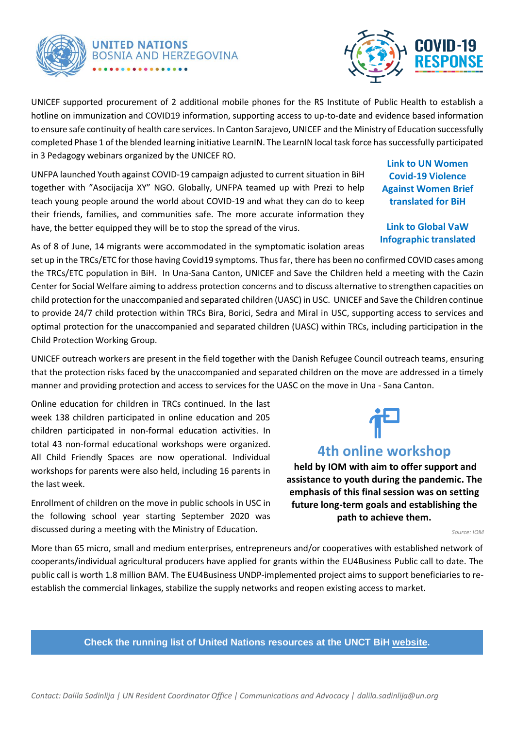UNICEF supported procurement of 2 additional mobile phones for the RS Institute of Public Health to establish a hotline on immunization and COVID19 information, supporting access to up-to-date and evidence based information to ensure safe continuity of health care services. In Canton Sarajevo, UNICEF and the Ministry of Education successfully completed Phase 1 of the blended learning initiative LearnIN. The LearnIN local task force has successfully participated in 3 Pedagogy webinars organized by the UNICEF RO.

UNFPA launched Youth against COVID-19 campaign adjusted to current situation in BiH together with "Asocijacija XY" NGO. Globally, UNFPA teamed up with Prezi to help teach young people around the world about COVID-19 and what they can do to keep their friends, families, and communities safe. The more accurate information they have, the better equipped they will be to stop the spread of the virus.

**Link to UN Women Covid-19 Violence Against Women Brief translated for BiH**

**Link to Global VaW Infographic translated**

As of 8 of June, 14 migrants were accommodated in the symptomatic isolation areas set up in the TRCs/ETC for those having Covid19 symptoms. Thus far, there has been no confirmed COVID cases among the TRCs/ETC population in BiH. In Una-Sana Canton, UNICEF and Save the Children held a meeting with the Cazin Center for Social Welfare aiming to address protection concerns and to discuss alternative to strengthen capacities on child protection for the unaccompanied and separated children (UASC) in USC. UNICEF and Save the Children continue to provide 24/7 child protection within TRCs Bira, Borici, Sedra and Miral in USC, supporting access to services and optimal protection for the unaccompanied and separated children (UASC) within TRCs, including participation in the Child Protection Working Group.

UNICEF outreach workers are present in the field together with the Danish Refugee Council outreach teams, ensuring that the protection risks faced by the unaccompanied and separated children on the move are addressed in a timely manner and providing protection and access to services for the UASC on the move in Una - Sana Canton.

Online education for children in TRCs continued. In the last week 138 children participated in online education and 205 children participated in non-formal education activities. In total 43 non-formal educational workshops were organized. All Child Friendly Spaces are now operational. Individual workshops for parents were also held, including 16 parents in the last week.

Enrollment of children on the move in public schools in USC in the following school year starting September 2020 was discussed during a meeting with the Ministry of Education.

## 4th online workshop

**held by IOM with aim to offer support and assistance to youth during the pandemic. The emphasis of this final session was on setting future long-term goals and establishing the path to achieve them.**

*Source: IOM*

More than 65 micro, small and medium enterprises, entrepreneurs and/or cooperatives with established network of cooperants/individual agricultural producers have applied for grants within the EU4Business Public call to date. The public call is worth 1.8 million BAM. The EU4Business UNDP-implemented project aims to support beneficiaries to re-establish the commercial linkages, stabilize the supply networks and reopen existing access to market.

**Check the running list of United Nations resources at the UNCT BiH website.**

*Contact: Dalila Sadinlija | UN Resident Coordinator Office | Communications and Advocacy | dalila.sadinlija@un.org*